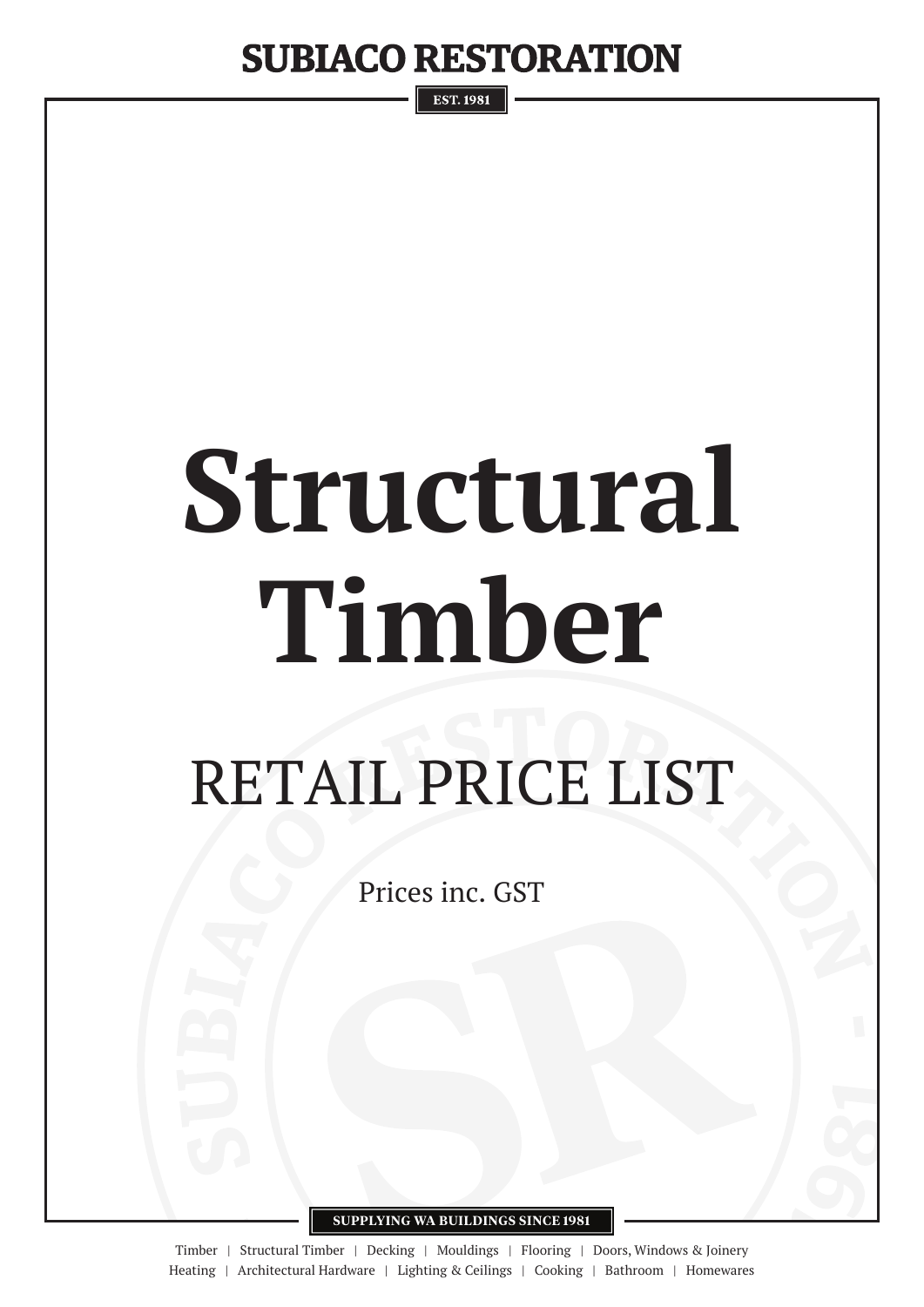# SUBIACO RESTORATION

EST. 1981

# Structural Timber

## RETAIL PRICE LIST

Prices inc. GST

SUPPLYING WA BUILDINGS SINCE 1981

Timber | Structural Timber | Decking | Mouldings | Flooring | Doors, Windows & Joinery
Heating | Architectural Hardware | Lighting & Ceilings | Cooking | Bathroom | Homewares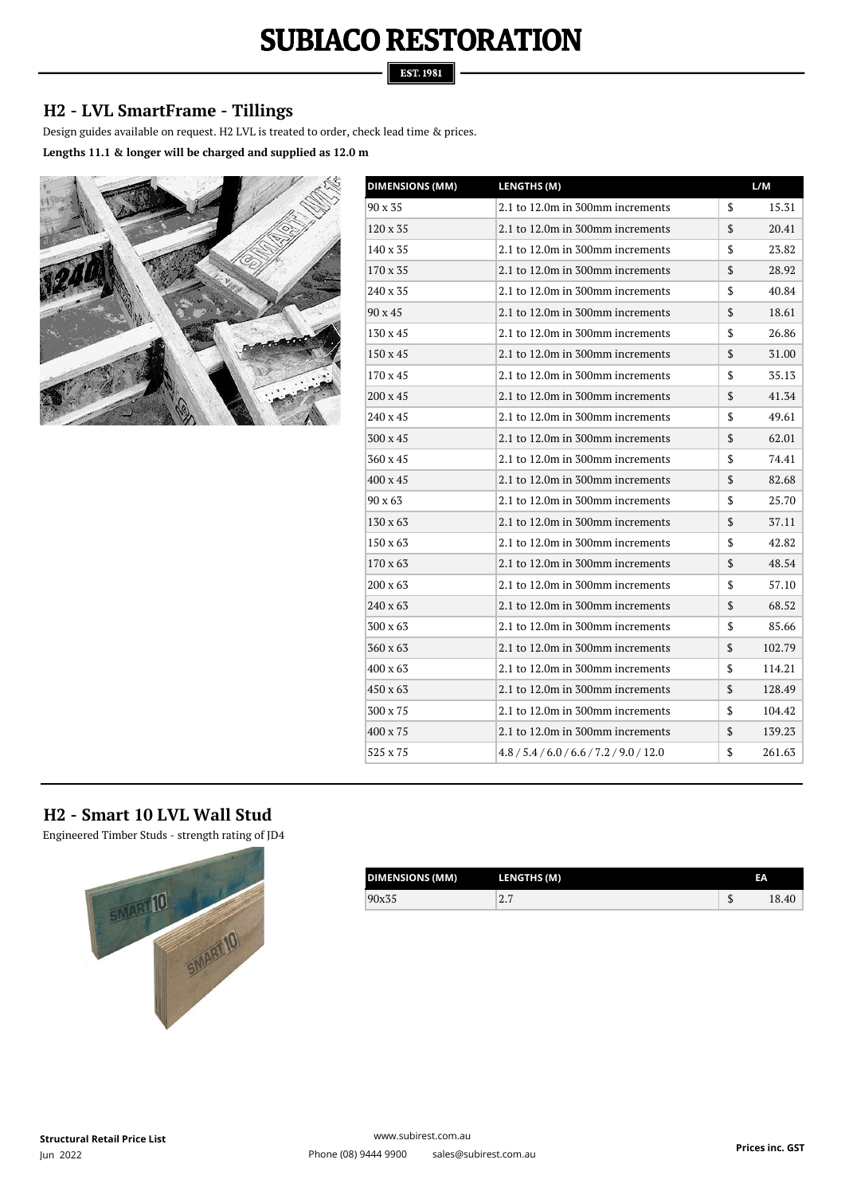## H2 - LVL SmartFrame - Tillings

Design guides available on request. H2 LVL is treated to order, check lead time & prices.

**Lengths 11.1 & longer will be charged and supplied as 12.0 m**

| DIMENSIONS (MM) | LENGTHS (M) | | L/M |
|---|---|---|---|
| 90 x 35 | 2.1 to 12.0m in 300mm increments | $ | 15.31 |
| 120 x 35 | 2.1 to 12.0m in 300mm increments | $ | 20.41 |
| 140 x 35 | 2.1 to 12.0m in 300mm increments | $ | 23.82 |
| 170 x 35 | 2.1 to 12.0m in 300mm increments | $ | 28.92 |
| 240 x 35 | 2.1 to 12.0m in 300mm increments | $ | 40.84 |
| 90 x 45 | 2.1 to 12.0m in 300mm increments | $ | 18.61 |
| 130 x 45 | 2.1 to 12.0m in 300mm increments | $ | 26.86 |
| 150 x 45 | 2.1 to 12.0m in 300mm increments | $ | 31.00 |
| 170 x 45 | 2.1 to 12.0m in 300mm increments | $ | 35.13 |
| 200 x 45 | 2.1 to 12.0m in 300mm increments | $ | 41.34 |
| 240 x 45 | 2.1 to 12.0m in 300mm increments | $ | 49.61 |
| 300 x 45 | 2.1 to 12.0m in 300mm increments | $ | 62.01 |
| 360 x 45 | 2.1 to 12.0m in 300mm increments | $ | 74.41 |
| 400 x 45 | 2.1 to 12.0m in 300mm increments | $ | 82.68 |
| 90 x 63 | 2.1 to 12.0m in 300mm increments | $ | 25.70 |
| 130 x 63 | 2.1 to 12.0m in 300mm increments | $ | 37.11 |
| 150 x 63 | 2.1 to 12.0m in 300mm increments | $ | 42.82 |
| 170 x 63 | 2.1 to 12.0m in 300mm increments | $ | 48.54 |
| 200 x 63 | 2.1 to 12.0m in 300mm increments | $ | 57.10 |
| 240 x 63 | 2.1 to 12.0m in 300mm increments | $ | 68.52 |
| 300 x 63 | 2.1 to 12.0m in 300mm increments | $ | 85.66 |
| 360 x 63 | 2.1 to 12.0m in 300mm increments | $ | 102.79 |
| 400 x 63 | 2.1 to 12.0m in 300mm increments | $ | 114.21 |
| 450 x 63 | 2.1 to 12.0m in 300mm increments | $ | 128.49 |
| 300 x 75 | 2.1 to 12.0m in 300mm increments | $ | 104.42 |
| 400 x 75 | 2.1 to 12.0m in 300mm increments | $ | 139.23 |
| 525 x 75 | 4.8 / 5.4 / 6.0 / 6.6 / 7.2 / 9.0 / 12.0 | $ | 261.63 |

## H2 - Smart 10 LVL Wall Stud

Engineered Timber Studs - strength rating of JD4

| DIMENSIONS (MM) | LENGTHS (M) | | EA |
|---|---|---|---|
| 90x35 | 2.7 | $ | 18.40 |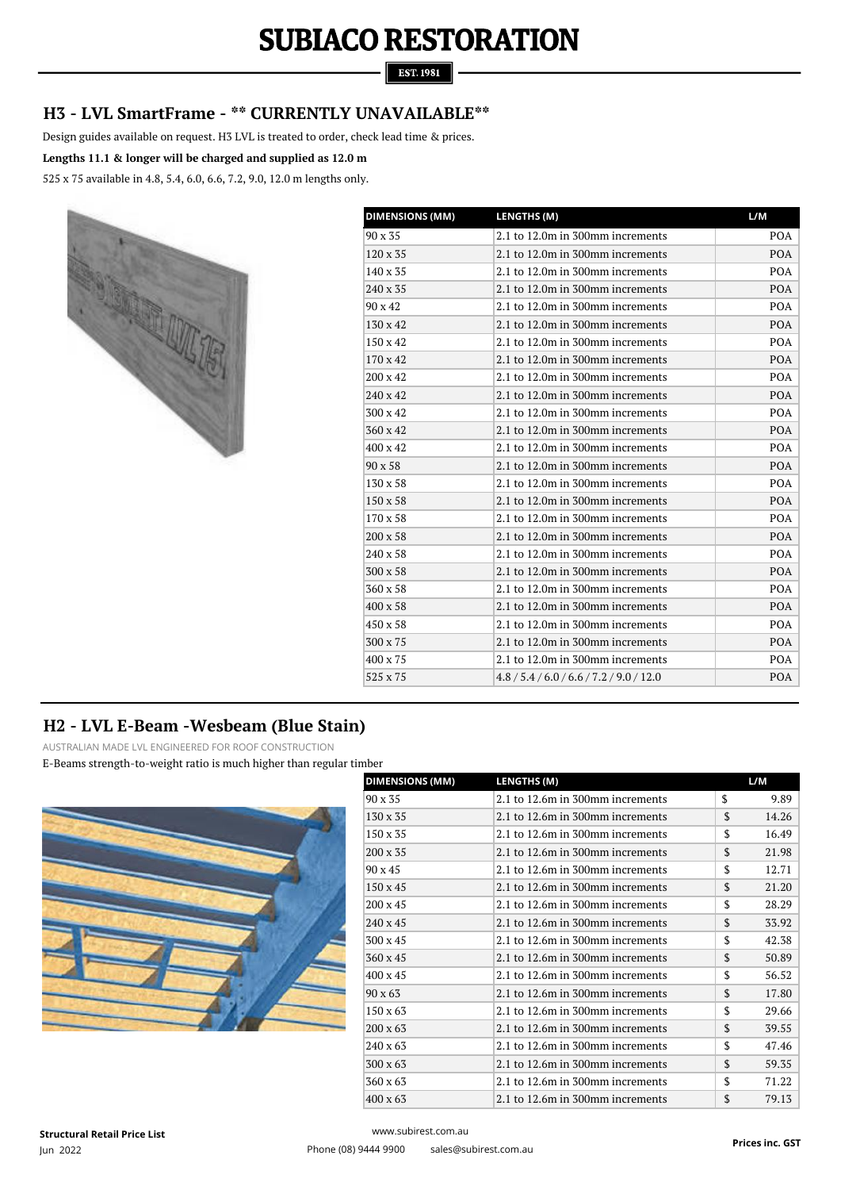## H3 - LVL SmartFrame - ** CURRENTLY UNAVAILABLE**

Design guides available on request. H3 LVL is treated to order, check lead time & prices.

**Lengths 11.1 & longer will be charged and supplied as 12.0 m**

525 x 75 available in 4.8, 5.4, 6.0, 6.6, 7.2, 9.0, 12.0 m lengths only.

| DIMENSIONS (MM) | LENGTHS (M) | L/M |
|---|---|---|
| 90 x 35 | 2.1 to 12.0m in 300mm increments | POA |
| 120 x 35 | 2.1 to 12.0m in 300mm increments | POA |
| 140 x 35 | 2.1 to 12.0m in 300mm increments | POA |
| 240 x 35 | 2.1 to 12.0m in 300mm increments | POA |
| 90 x 42 | 2.1 to 12.0m in 300mm increments | POA |
| 130 x 42 | 2.1 to 12.0m in 300mm increments | POA |
| 150 x 42 | 2.1 to 12.0m in 300mm increments | POA |
| 170 x 42 | 2.1 to 12.0m in 300mm increments | POA |
| 200 x 42 | 2.1 to 12.0m in 300mm increments | POA |
| 240 x 42 | 2.1 to 12.0m in 300mm increments | POA |
| 300 x 42 | 2.1 to 12.0m in 300mm increments | POA |
| 360 x 42 | 2.1 to 12.0m in 300mm increments | POA |
| 400 x 42 | 2.1 to 12.0m in 300mm increments | POA |
| 90 x 58 | 2.1 to 12.0m in 300mm increments | POA |
| 130 x 58 | 2.1 to 12.0m in 300mm increments | POA |
| 150 x 58 | 2.1 to 12.0m in 300mm increments | POA |
| 170 x 58 | 2.1 to 12.0m in 300mm increments | POA |
| 200 x 58 | 2.1 to 12.0m in 300mm increments | POA |
| 240 x 58 | 2.1 to 12.0m in 300mm increments | POA |
| 300 x 58 | 2.1 to 12.0m in 300mm increments | POA |
| 360 x 58 | 2.1 to 12.0m in 300mm increments | POA |
| 400 x 58 | 2.1 to 12.0m in 300mm increments | POA |
| 450 x 58 | 2.1 to 12.0m in 300mm increments | POA |
| 300 x 75 | 2.1 to 12.0m in 300mm increments | POA |
| 400 x 75 | 2.1 to 12.0m in 300mm increments | POA |
| 525 x 75 | 4.8 / 5.4 / 6.0 / 6.6 / 7.2 / 9.0 / 12.0 | POA |

## H2 - LVL E-Beam -Wesbeam (Blue Stain)

AUSTRALIAN MADE LVL ENGINEERED FOR ROOF CONSTRUCTION

E-Beams strength-to-weight ratio is much higher than regular timber

| DIMENSIONS (MM) | LENGTHS (M) | L/M | |
|---|---|---|---|
| 90 x 35 | 2.1 to 12.6m in 300mm increments | $ | 9.89 |
| 130 x 35 | 2.1 to 12.6m in 300mm increments | $ | 14.26 |
| 150 x 35 | 2.1 to 12.6m in 300mm increments | $ | 16.49 |
| 200 x 35 | 2.1 to 12.6m in 300mm increments | $ | 21.98 |
| 90 x 45 | 2.1 to 12.6m in 300mm increments | $ | 12.71 |
| 150 x 45 | 2.1 to 12.6m in 300mm increments | $ | 21.20 |
| 200 x 45 | 2.1 to 12.6m in 300mm increments | $ | 28.29 |
| 240 x 45 | 2.1 to 12.6m in 300mm increments | $ | 33.92 |
| 300 x 45 | 2.1 to 12.6m in 300mm increments | $ | 42.38 |
| 360 x 45 | 2.1 to 12.6m in 300mm increments | $ | 50.89 |
| 400 x 45 | 2.1 to 12.6m in 300mm increments | $ | 56.52 |
| 90 x 63 | 2.1 to 12.6m in 300mm increments | $ | 17.80 |
| 150 x 63 | 2.1 to 12.6m in 300mm increments | $ | 29.66 |
| 200 x 63 | 2.1 to 12.6m in 300mm increments | $ | 39.55 |
| 240 x 63 | 2.1 to 12.6m in 300mm increments | $ | 47.46 |
| 300 x 63 | 2.1 to 12.6m in 300mm increments | $ | 59.35 |
| 360 x 63 | 2.1 to 12.6m in 300mm increments | $ | 71.22 |
| 400 x 63 | 2.1 to 12.6m in 300mm increments | $ | 79.13 |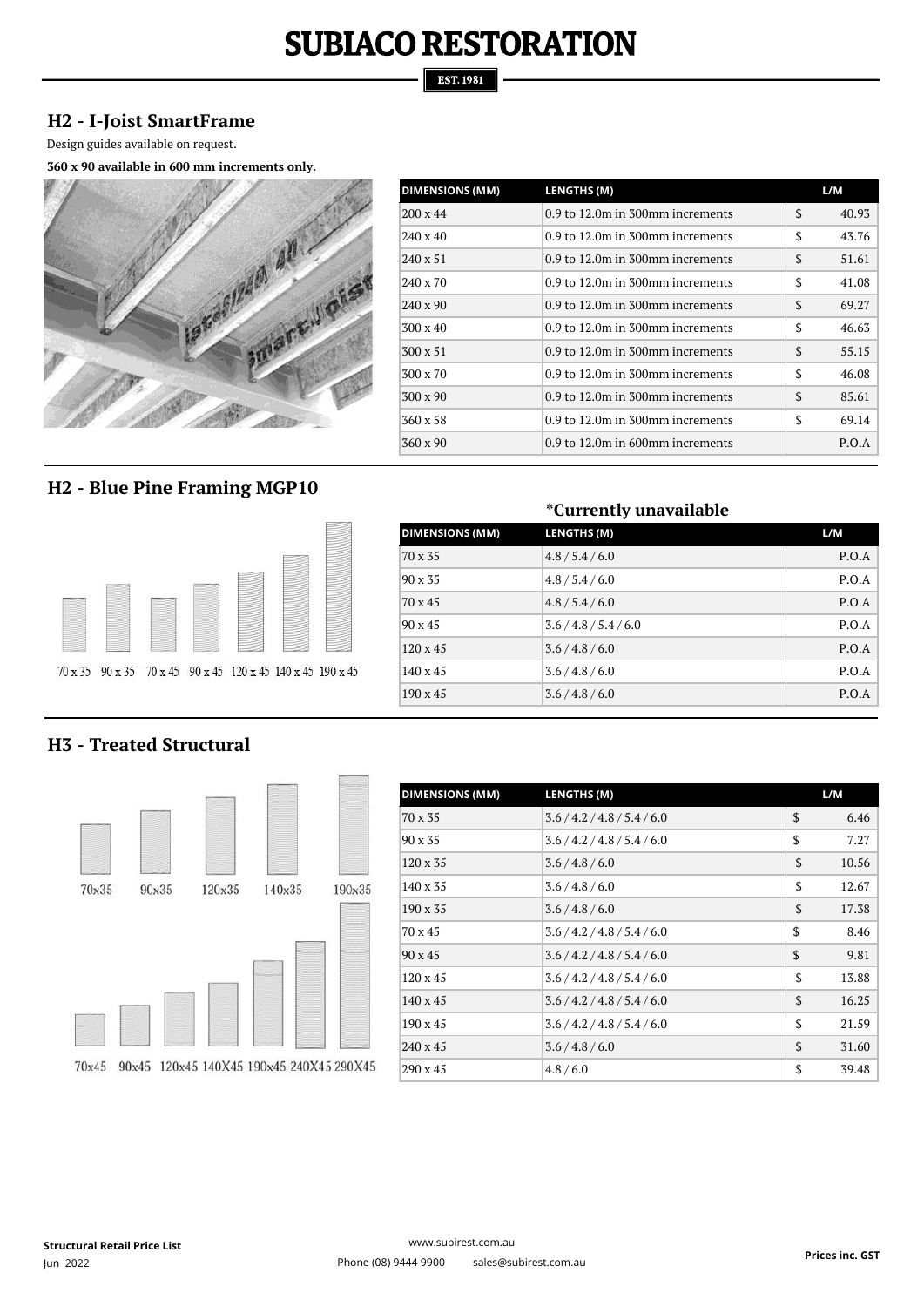# SUBIACO RESTORATION

EST. 1981

## H2 - I-Joist SmartFrame

Design guides available on request.

**360 x 90 available in 600 mm increments only.**

| DIMENSIONS (MM) | LENGTHS (M) | L/M |
|---|---|---|
| 200 x 44 | 0.9 to 12.0m in 300mm increments | $ 40.93 |
| 240 x 40 | 0.9 to 12.0m in 300mm increments | $ 43.76 |
| 240 x 51 | 0.9 to 12.0m in 300mm increments | $ 51.61 |
| 240 x 70 | 0.9 to 12.0m in 300mm increments | $ 41.08 |
| 240 x 90 | 0.9 to 12.0m in 300mm increments | $ 69.27 |
| 300 x 40 | 0.9 to 12.0m in 300mm increments | $ 46.63 |
| 300 x 51 | 0.9 to 12.0m in 300mm increments | $ 55.15 |
| 300 x 70 | 0.9 to 12.0m in 300mm increments | $ 46.08 |
| 300 x 90 | 0.9 to 12.0m in 300mm increments | $ 85.61 |
| 360 x 58 | 0.9 to 12.0m in 300mm increments | $ 69.14 |
| 360 x 90 | 0.9 to 12.0m in 600mm increments | P.O.A |

## H2 - Blue Pine Framing MGP10

70 x 35 90 x 35 70 x 45 90 x 45 120 x 45 140 x 45 190 x 45

**\*Currently unavailable**

| DIMENSIONS (MM) | LENGTHS (M) | L/M |
|---|---|---|
| 70 x 35 | 4.8 / 5.4 / 6.0 | P.O.A |
| 90 x 35 | 4.8 / 5.4 / 6.0 | P.O.A |
| 70 x 45 | 4.8 / 5.4 / 6.0 | P.O.A |
| 90 x 45 | 3.6 / 4.8 / 5.4 / 6.0 | P.O.A |
| 120 x 45 | 3.6 / 4.8 / 6.0 | P.O.A |
| 140 x 45 | 3.6 / 4.8 / 6.0 | P.O.A |
| 190 x 45 | 3.6 / 4.8 / 6.0 | P.O.A |

## H3 - Treated Structural

70x35 90x35 120x35 140x35 190x35

70x45 90x45 120x45 140X45 190x45 240X45 290X45

| DIMENSIONS (MM) | LENGTHS (M) | L/M |
|---|---|---|
| 70 x 35 | 3.6 / 4.2 / 4.8 / 5.4 / 6.0 | $ 6.46 |
| 90 x 35 | 3.6 / 4.2 / 4.8 / 5.4 / 6.0 | $ 7.27 |
| 120 x 35 | 3.6 / 4.8 / 6.0 | $ 10.56 |
| 140 x 35 | 3.6 / 4.8 / 6.0 | $ 12.67 |
| 190 x 35 | 3.6 / 4.8 / 6.0 | $ 17.38 |
| 70 x 45 | 3.6 / 4.2 / 4.8 / 5.4 / 6.0 | $ 8.46 |
| 90 x 45 | 3.6 / 4.2 / 4.8 / 5.4 / 6.0 | $ 9.81 |
| 120 x 45 | 3.6 / 4.2 / 4.8 / 5.4 / 6.0 | $ 13.88 |
| 140 x 45 | 3.6 / 4.2 / 4.8 / 5.4 / 6.0 | $ 16.25 |
| 190 x 45 | 3.6 / 4.2 / 4.8 / 5.4 / 6.0 | $ 21.59 |
| 240 x 45 | 3.6 / 4.8 / 6.0 | $ 31.60 |
| 290 x 45 | 4.8 / 6.0 | $ 39.48 |

**Structural Retail Price List**
Jun 2022

www.subirest.com.au
Phone (08) 9444 9900 sales@subirest.com.au

**Prices inc. GST**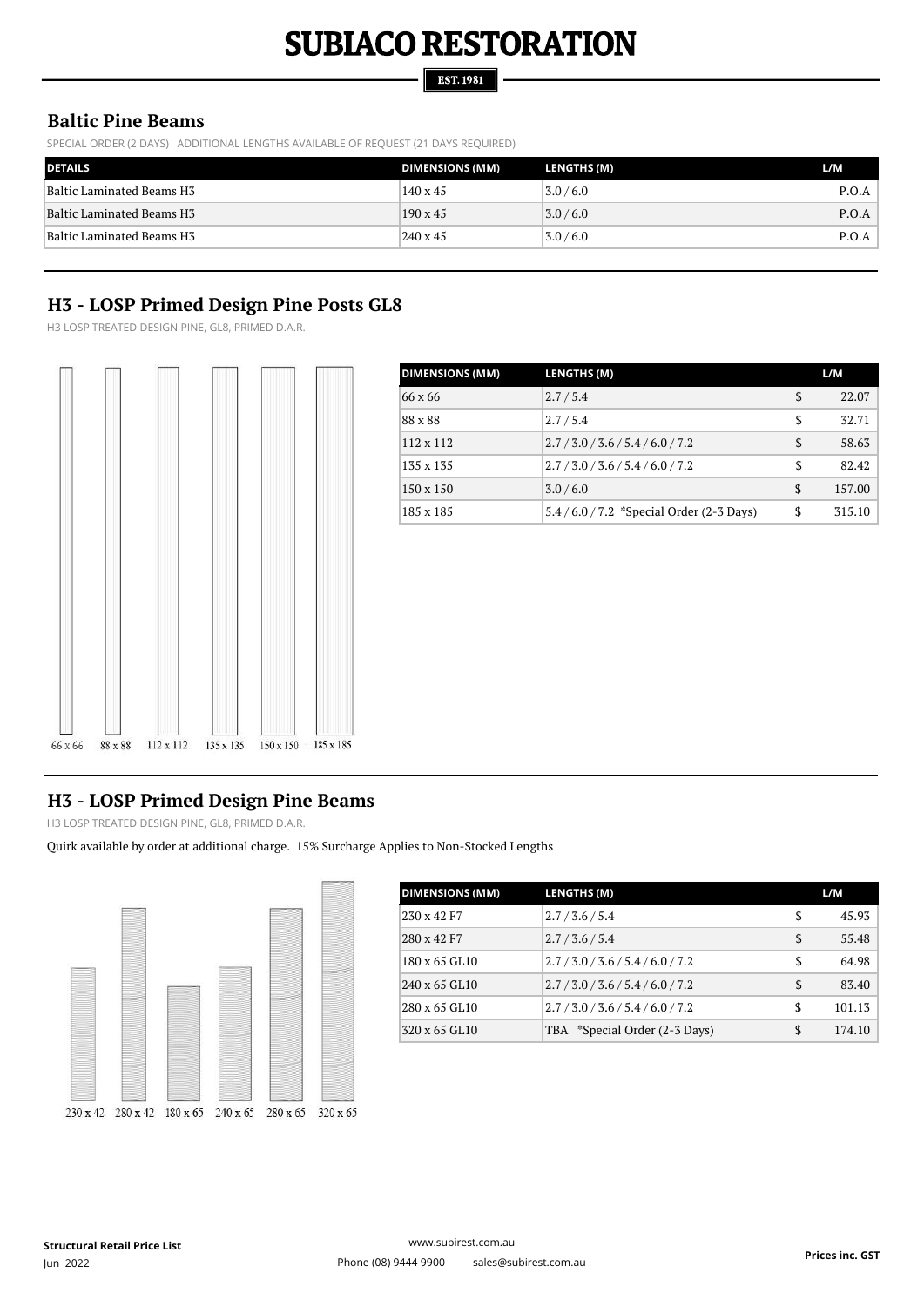# SUBIACO RESTORATION

EST. 1981

## Baltic Pine Beams

SPECIAL ORDER (2 DAYS) ADDITIONAL LENGTHS AVAILABLE OF REQUEST (21 DAYS REQUIRED)

| DETAILS | DIMENSIONS (MM) | LENGTHS (M) | L/M |
|---|---|---|---|
| Baltic Laminated Beams H3 | 140 x 45 | 3.0 / 6.0 | P.O.A |
| Baltic Laminated Beams H3 | 190 x 45 | 3.0 / 6.0 | P.O.A |
| Baltic Laminated Beams H3 | 240 x 45 | 3.0 / 6.0 | P.O.A |

## H3 - LOSP Primed Design Pine Posts GL8

H3 LOSP TREATED DESIGN PINE, GL8, PRIMED D.A.R.

66 x 66 88 x 88 112 x 112 135 x 135 150 x 150 185 x 185

| DIMENSIONS (MM) | LENGTHS (M) | L/M | |
|---|---|---|---|
| 66 x 66 | 2.7 / 5.4 | $ | 22.07 |
| 88 x 88 | 2.7 / 5.4 | $ | 32.71 |
| 112 x 112 | 2.7 / 3.0 / 3.6 / 5.4 / 6.0 / 7.2 | $ | 58.63 |
| 135 x 135 | 2.7 / 3.0 / 3.6 / 5.4 / 6.0 / 7.2 | $ | 82.42 |
| 150 x 150 | 3.0 / 6.0 | $ | 157.00 |
| 185 x 185 | 5.4 / 6.0 / 7.2 *Special Order (2-3 Days) | $ | 315.10 |

## H3 - LOSP Primed Design Pine Beams

H3 LOSP TREATED DESIGN PINE, GL8, PRIMED D.A.R.

Quirk available by order at additional charge. 15% Surcharge Applies to Non-Stocked Lengths

230 x 42 280 x 42 180 x 65 240 x 65 280 x 65 320 x 65

| DIMENSIONS (MM) | LENGTHS (M) | L/M | |
|---|---|---|---|
| 230 x 42 F7 | 2.7 / 3.6 / 5.4 | $ | 45.93 |
| 280 x 42 F7 | 2.7 / 3.6 / 5.4 | $ | 55.48 |
| 180 x 65 GL10 | 2.7 / 3.0 / 3.6 / 5.4 / 6.0 / 7.2 | $ | 64.98 |
| 240 x 65 GL10 | 2.7 / 3.0 / 3.6 / 5.4 / 6.0 / 7.2 | $ | 83.40 |
| 280 x 65 GL10 | 2.7 / 3.0 / 3.6 / 5.4 / 6.0 / 7.2 | $ | 101.13 |
| 320 x 65 GL10 | TBA *Special Order (2-3 Days) | $ | 174.10 |

**Structural Retail Price List**
Jun 2022

www.subirest.com.au
Phone (08) 9444 9900 sales@subirest.com.au

**Prices inc. GST**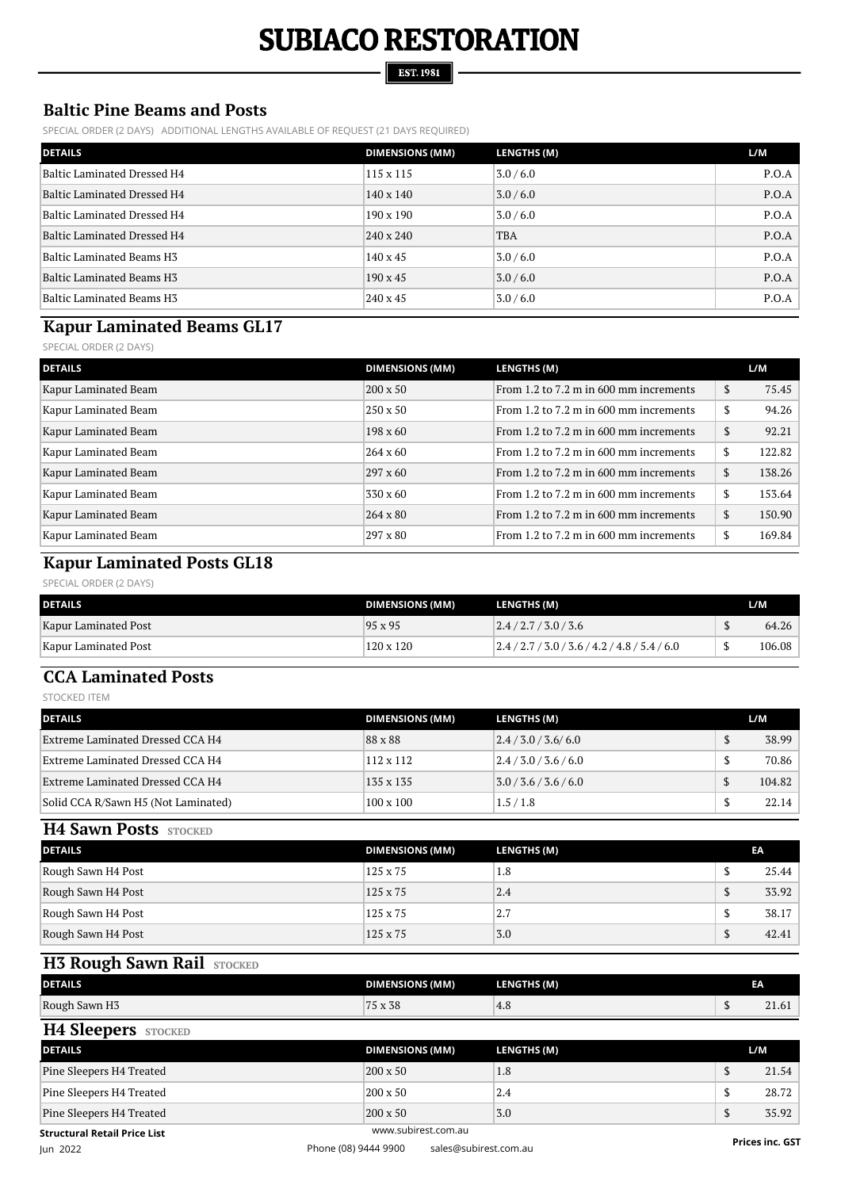# SUBIACO RESTORATION

EST. 1981

## Baltic Pine Beams and Posts

SPECIAL ORDER (2 DAYS)   ADDITIONAL LENGTHS AVAILABLE OF REQUEST (21 DAYS REQUIRED)

| DETAILS | DIMENSIONS (MM) | LENGTHS (M) | L/M |
|---|---|---|---|
| Baltic Laminated Dressed H4 | 115 x 115 | 3.0 / 6.0 | P.O.A |
| Baltic Laminated Dressed H4 | 140 x 140 | 3.0 / 6.0 | P.O.A |
| Baltic Laminated Dressed H4 | 190 x 190 | 3.0 / 6.0 | P.O.A |
| Baltic Laminated Dressed H4 | 240 x 240 | TBA | P.O.A |
| Baltic Laminated Beams H3 | 140 x 45 | 3.0 / 6.0 | P.O.A |
| Baltic Laminated Beams H3 | 190 x 45 | 3.0 / 6.0 | P.O.A |
| Baltic Laminated Beams H3 | 240 x 45 | 3.0 / 6.0 | P.O.A |

## Kapur Laminated Beams GL17

SPECIAL ORDER (2 DAYS)

| DETAILS | DIMENSIONS (MM) | LENGTHS (M) | L/M |
|---|---|---|---|
| Kapur Laminated Beam | 200 x 50 | From 1.2 to 7.2 m in 600 mm increments | $ 75.45 |
| Kapur Laminated Beam | 250 x 50 | From 1.2 to 7.2 m in 600 mm increments | $ 94.26 |
| Kapur Laminated Beam | 198 x 60 | From 1.2 to 7.2 m in 600 mm increments | $ 92.21 |
| Kapur Laminated Beam | 264 x 60 | From 1.2 to 7.2 m in 600 mm increments | $ 122.82 |
| Kapur Laminated Beam | 297 x 60 | From 1.2 to 7.2 m in 600 mm increments | $ 138.26 |
| Kapur Laminated Beam | 330 x 60 | From 1.2 to 7.2 m in 600 mm increments | $ 153.64 |
| Kapur Laminated Beam | 264 x 80 | From 1.2 to 7.2 m in 600 mm increments | $ 150.90 |
| Kapur Laminated Beam | 297 x 80 | From 1.2 to 7.2 m in 600 mm increments | $ 169.84 |

## Kapur Laminated Posts GL18

SPECIAL ORDER (2 DAYS)

| DETAILS | DIMENSIONS (MM) | LENGTHS (M) | L/M |
|---|---|---|---|
| Kapur Laminated Post | 95 x 95 | 2.4 / 2.7 / 3.0 / 3.6 | $ 64.26 |
| Kapur Laminated Post | 120 x 120 | 2.4 / 2.7 / 3.0 / 3.6 / 4.2 / 4.8 / 5.4 / 6.0 | $ 106.08 |

## CCA Laminated Posts

STOCKED ITEM

| DETAILS | DIMENSIONS (MM) | LENGTHS (M) | L/M |
|---|---|---|---|
| Extreme Laminated Dressed CCA H4 | 88 x 88 | 2.4 / 3.0 / 3.6/ 6.0 | $ 38.99 |
| Extreme Laminated Dressed CCA H4 | 112 x 112 | 2.4 / 3.0 / 3.6 / 6.0 | $ 70.86 |
| Extreme Laminated Dressed CCA H4 | 135 x 135 | 3.0 / 3.6 / 3.6 / 6.0 | $ 104.82 |
| Solid CCA R/Sawn H5 (Not Laminated) | 100 x 100 | 1.5 / 1.8 | $ 22.14 |

## H4 Sawn Posts STOCKED

| DETAILS | DIMENSIONS (MM) | LENGTHS (M) | EA |
|---|---|---|---|
| Rough Sawn H4 Post | 125 x 75 | 1.8 | $ 25.44 |
| Rough Sawn H4 Post | 125 x 75 | 2.4 | $ 33.92 |
| Rough Sawn H4 Post | 125 x 75 | 2.7 | $ 38.17 |
| Rough Sawn H4 Post | 125 x 75 | 3.0 | $ 42.41 |

## H3 Rough Sawn Rail STOCKED

| DETAILS | DIMENSIONS (MM) | LENGTHS (M) | EA |
|---|---|---|---|
| Rough Sawn H3 | 75 x 38 | 4.8 | $ 21.61 |

## H4 Sleepers STOCKED

| DETAILS | DIMENSIONS (MM) | LENGTHS (M) | L/M |
|---|---|---|---|
| Pine Sleepers H4 Treated | 200 x 50 | 1.8 | $ 21.54 |
| Pine Sleepers H4 Treated | 200 x 50 | 2.4 | $ 28.72 |
| Pine Sleepers H4 Treated | 200 x 50 | 3.0 | $ 35.92 |

**Structural Retail Price List**
Jun 2022

www.subirest.com.au
Phone (08) 9444 9900   sales@subirest.com.au

**Prices inc. GST**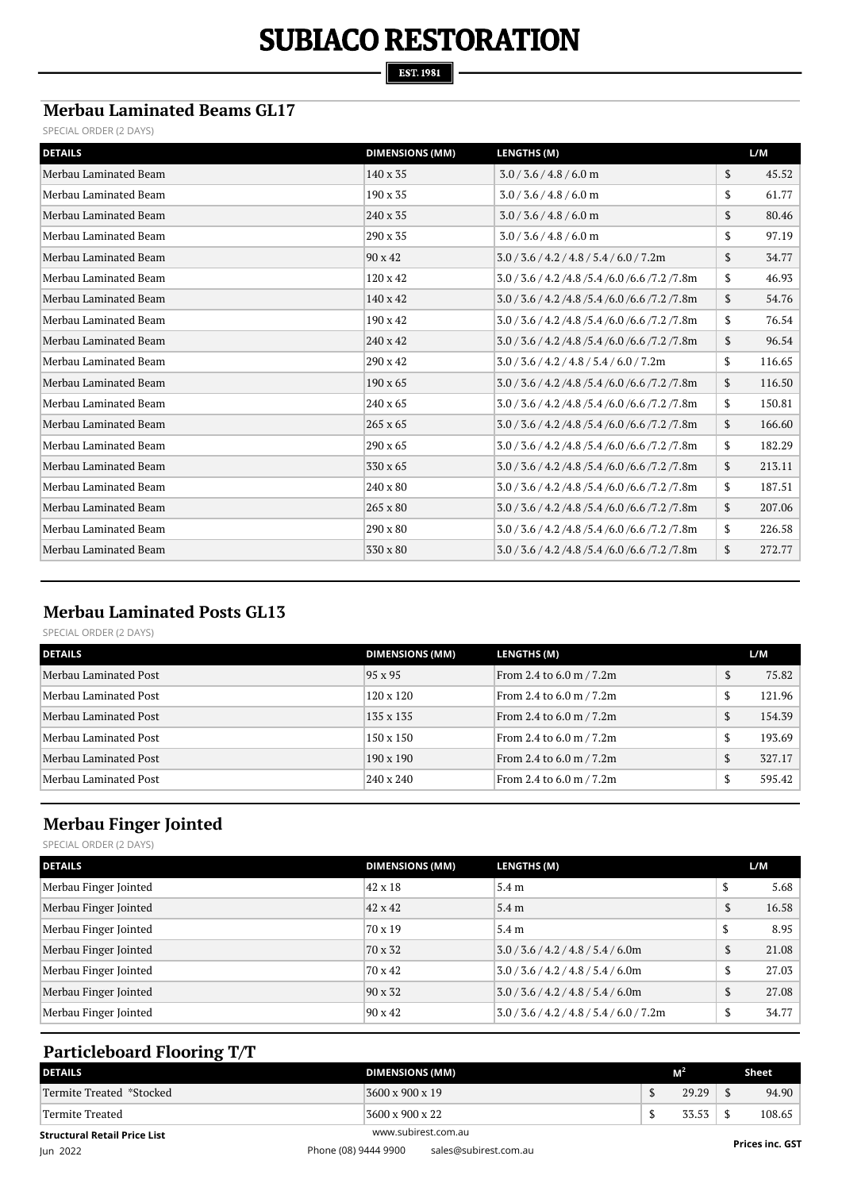# SUBIACO RESTORATION

EST. 1981

## Merbau Laminated Beams GL17

SPECIAL ORDER (2 DAYS)

| DETAILS | DIMENSIONS (MM) | LENGTHS (M) | L/M |
|---|---|---|---|
| Merbau Laminated Beam | 140 x 35 | 3.0 / 3.6 / 4.8 / 6.0 m | $ 45.52 |
| Merbau Laminated Beam | 190 x 35 | 3.0 / 3.6 / 4.8 / 6.0 m | $ 61.77 |
| Merbau Laminated Beam | 240 x 35 | 3.0 / 3.6 / 4.8 / 6.0 m | $ 80.46 |
| Merbau Laminated Beam | 290 x 35 | 3.0 / 3.6 / 4.8 / 6.0 m | $ 97.19 |
| Merbau Laminated Beam | 90 x 42 | 3.0 / 3.6 / 4.2 / 4.8 / 5.4 / 6.0 / 7.2m | $ 34.77 |
| Merbau Laminated Beam | 120 x 42 | 3.0 / 3.6 / 4.2 /4.8 /5.4 /6.0 /6.6 /7.2 /7.8m | $ 46.93 |
| Merbau Laminated Beam | 140 x 42 | 3.0 / 3.6 / 4.2 /4.8 /5.4 /6.0 /6.6 /7.2 /7.8m | $ 54.76 |
| Merbau Laminated Beam | 190 x 42 | 3.0 / 3.6 / 4.2 /4.8 /5.4 /6.0 /6.6 /7.2 /7.8m | $ 76.54 |
| Merbau Laminated Beam | 240 x 42 | 3.0 / 3.6 / 4.2 /4.8 /5.4 /6.0 /6.6 /7.2 /7.8m | $ 96.54 |
| Merbau Laminated Beam | 290 x 42 | 3.0 / 3.6 / 4.2 / 4.8 / 5.4 / 6.0 / 7.2m | $ 116.65 |
| Merbau Laminated Beam | 190 x 65 | 3.0 / 3.6 / 4.2 /4.8 /5.4 /6.0 /6.6 /7.2 /7.8m | $ 116.50 |
| Merbau Laminated Beam | 240 x 65 | 3.0 / 3.6 / 4.2 /4.8 /5.4 /6.0 /6.6 /7.2 /7.8m | $ 150.81 |
| Merbau Laminated Beam | 265 x 65 | 3.0 / 3.6 / 4.2 /4.8 /5.4 /6.0 /6.6 /7.2 /7.8m | $ 166.60 |
| Merbau Laminated Beam | 290 x 65 | 3.0 / 3.6 / 4.2 /4.8 /5.4 /6.0 /6.6 /7.2 /7.8m | $ 182.29 |
| Merbau Laminated Beam | 330 x 65 | 3.0 / 3.6 / 4.2 /4.8 /5.4 /6.0 /6.6 /7.2 /7.8m | $ 213.11 |
| Merbau Laminated Beam | 240 x 80 | 3.0 / 3.6 / 4.2 /4.8 /5.4 /6.0 /6.6 /7.2 /7.8m | $ 187.51 |
| Merbau Laminated Beam | 265 x 80 | 3.0 / 3.6 / 4.2 /4.8 /5.4 /6.0 /6.6 /7.2 /7.8m | $ 207.06 |
| Merbau Laminated Beam | 290 x 80 | 3.0 / 3.6 / 4.2 /4.8 /5.4 /6.0 /6.6 /7.2 /7.8m | $ 226.58 |
| Merbau Laminated Beam | 330 x 80 | 3.0 / 3.6 / 4.2 /4.8 /5.4 /6.0 /6.6 /7.2 /7.8m | $ 272.77 |

## Merbau Laminated Posts GL13

SPECIAL ORDER (2 DAYS)

| DETAILS | DIMENSIONS (MM) | LENGTHS (M) | L/M |
|---|---|---|---|
| Merbau Laminated Post | 95 x 95 | From 2.4 to 6.0 m / 7.2m | $ 75.82 |
| Merbau Laminated Post | 120 x 120 | From 2.4 to 6.0 m / 7.2m | $ 121.96 |
| Merbau Laminated Post | 135 x 135 | From 2.4 to 6.0 m / 7.2m | $ 154.39 |
| Merbau Laminated Post | 150 x 150 | From 2.4 to 6.0 m / 7.2m | $ 193.69 |
| Merbau Laminated Post | 190 x 190 | From 2.4 to 6.0 m / 7.2m | $ 327.17 |
| Merbau Laminated Post | 240 x 240 | From 2.4 to 6.0 m / 7.2m | $ 595.42 |

## Merbau Finger Jointed

SPECIAL ORDER (2 DAYS)

| DETAILS | DIMENSIONS (MM) | LENGTHS (M) | L/M |
|---|---|---|---|
| Merbau Finger Jointed | 42 x 18 | 5.4 m | $ 5.68 |
| Merbau Finger Jointed | 42 x 42 | 5.4 m | $ 16.58 |
| Merbau Finger Jointed | 70 x 19 | 5.4 m | $ 8.95 |
| Merbau Finger Jointed | 70 x 32 | 3.0 / 3.6 / 4.2 / 4.8 / 5.4 / 6.0m | $ 21.08 |
| Merbau Finger Jointed | 70 x 42 | 3.0 / 3.6 / 4.2 / 4.8 / 5.4 / 6.0m | $ 27.03 |
| Merbau Finger Jointed | 90 x 32 | 3.0 / 3.6 / 4.2 / 4.8 / 5.4 / 6.0m | $ 27.08 |
| Merbau Finger Jointed | 90 x 42 | 3.0 / 3.6 / 4.2 / 4.8 / 5.4 / 6.0 / 7.2m | $ 34.77 |

## Particleboard Flooring T/T

| DETAILS | DIMENSIONS (MM) | $M^2$ | Sheet |
|---|---|---|---|
| Termite Treated *Stocked | 3600 x 900 x 19 | $ 29.29 | $ 94.90 |
| Termite Treated | 3600 x 900 x 22 | $ 33.53 | $ 108.65 |

Structural Retail Price List
Jun 2022

www.subirest.com.au
Phone (08) 9444 9900 sales@subirest.com.au

Prices inc. GST